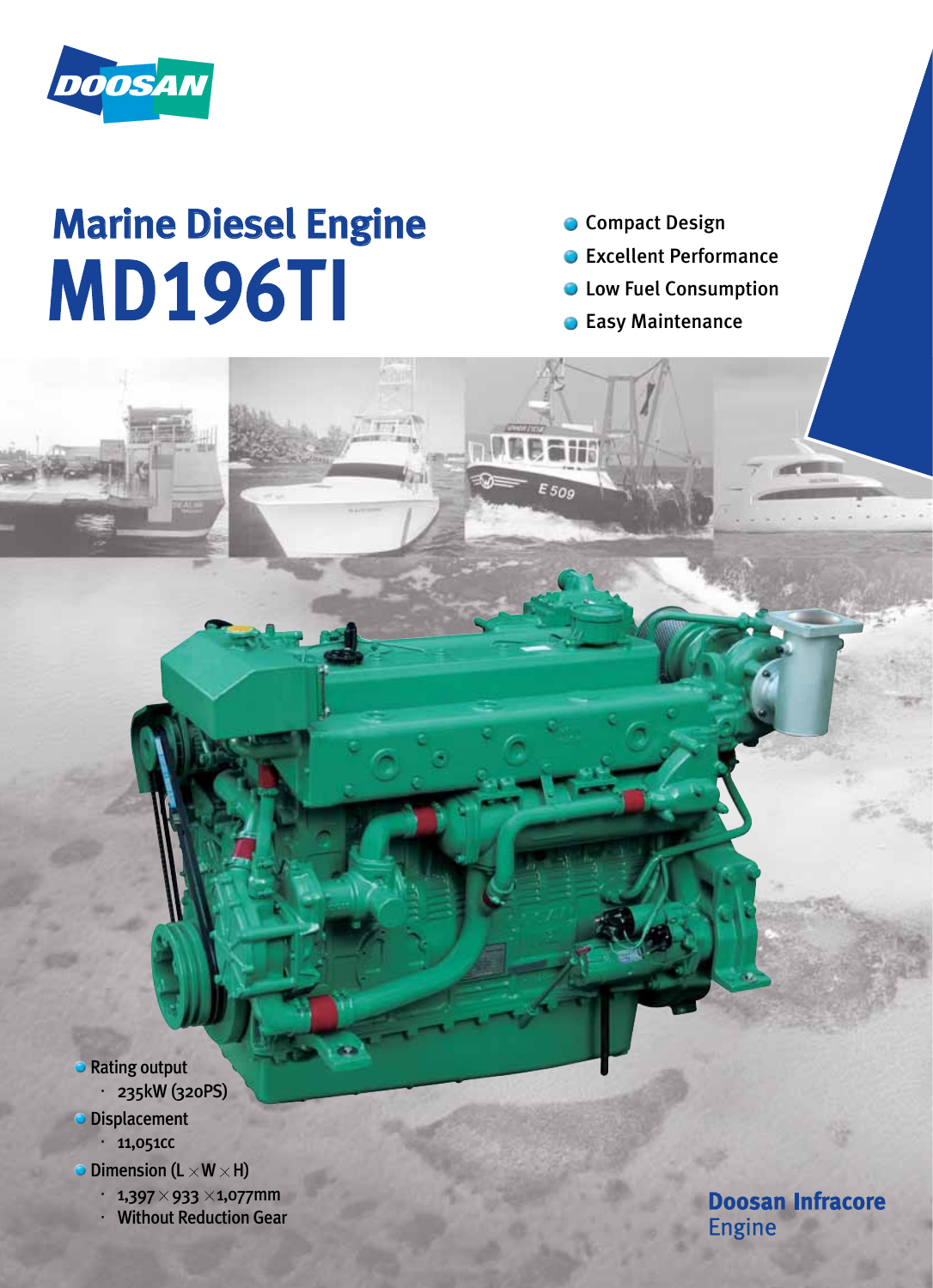DOOSAN

# Marine Diesel Engine
# MD196TI

- Compact Design
- Excellent Performance
- Low Fuel Consumption
- Easy Maintenance

- Rating output
  - 235kW (320PS)
- Displacement
  - 11,051cc
- Dimension (L × W × H)
  - 1,397 × 933 × 1,077mm
  - Without Reduction Gear

**Doosan Infracore**
Engine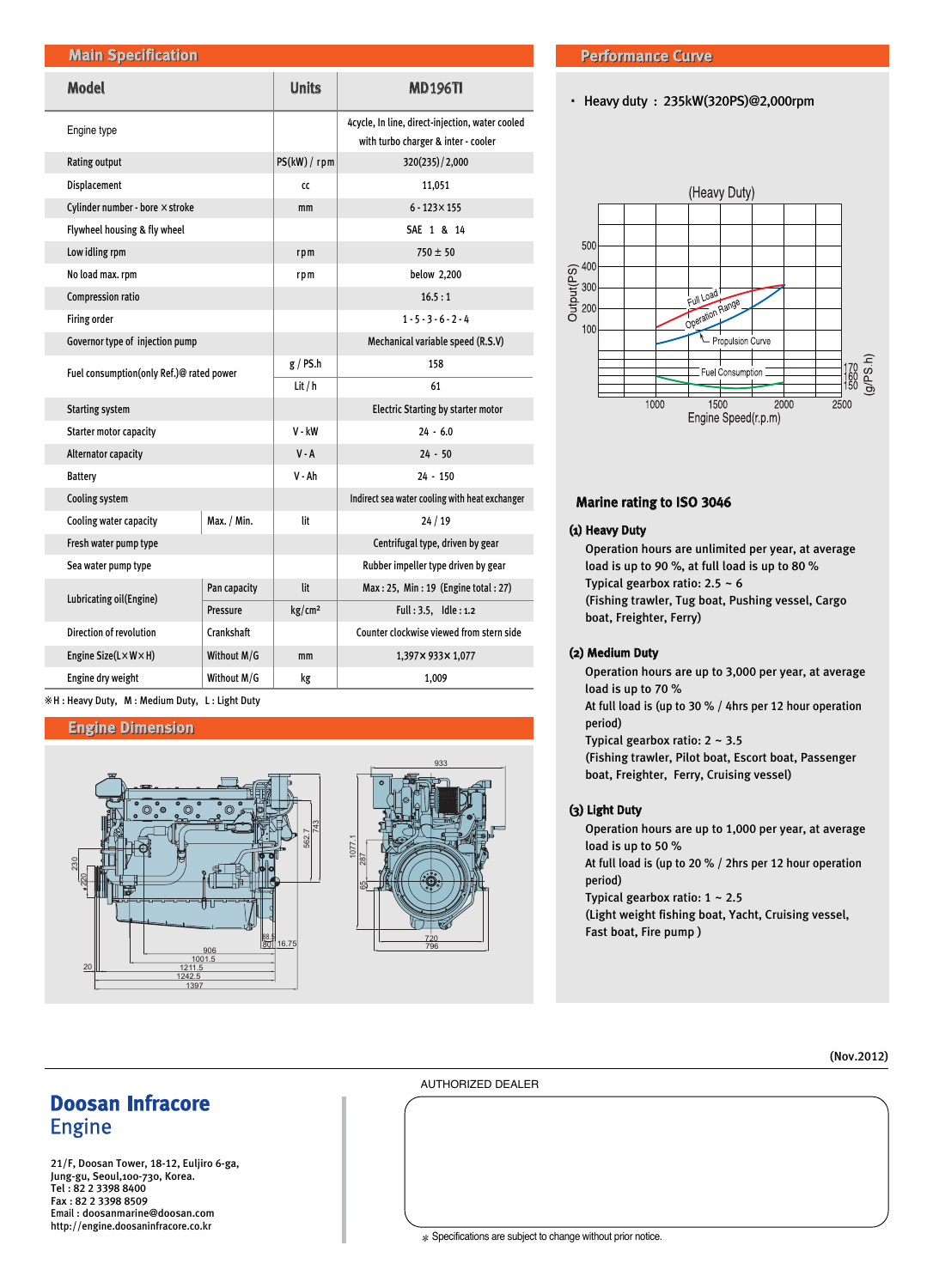## Main Specification

| Model | | Units | MD196TI |
|---|---|---|---|
| Engine type | | | 4cycle, In line, direct-injection, water cooled with turbo charger & inter - cooler |
| Rating output | | PS(kW) / rpm | 320(235) / 2,000 |
| Displacement | | cc | 11,051 |
| Cylinder number - bore × stroke | | mm | 6 - 123× 155 |
| Flywheel housing & fly wheel | | | SAE 1 & 14 |
| Low idling rpm | | rpm | 750 ± 50 |
| No load max. rpm | | rpm | below 2,200 |
| Compression ratio | | | 16.5 : 1 |
| Firing order | | | 1 - 5 - 3 - 6 - 2 - 4 |
| Governor type of injection pump | | | Mechanical variable speed (R.S.V) |
| Fuel consumption(only Ref.)@ rated power | | g / PS.h | 158 |
| | | Lit / h | 61 |
| Starting system | | | Electric Starting by starter motor |
| Starter motor capacity | | V - kW | 24 - 6.0 |
| Alternator capacity | | V - A | 24 - 50 |
| Battery | | V - Ah | 24 - 150 |
| Cooling system | | | Indirect sea water cooling with heat exchanger |
| Cooling water capacity | Max. / Min. | lit | 24 / 19 |
| Fresh water pump type | | | Centrifugal type, driven by gear |
| Sea water pump type | | | Rubber impeller type driven by gear |
| Lubricating oil(Engine) | Pan capacity | lit | Max : 25, Min : 19 (Engine total : 27) |
| | Pressure | kg/cm² | Full : 3.5, Idle : 1.2 |
| Direction of revolution | Crankshaft | | Counter clockwise viewed from stern side |
| Engine Size(L×W×H) | Without M/G | mm | 1,397× 933× 1,077 |
| Engine dry weight | Without M/G | kg | 1,009 |

※H : Heavy Duty, M : Medium Duty, L : Light Duty

## Engine Dimension

230
220
20
906
1001.5
1211.5
1242.5
1397
562.7
743
98.5
80
16.75
933
1077.1
287
65
720
796

## Performance Curve

- Heavy duty : 235kW(320PS)@2,000rpm

(Heavy Duty)

Output(PS)
500
400
300
200
100
Full Load
Operation Range
Propulsion Curve
Fuel Consumption
170
160
150
(g/PS.h)
1000
1500
2000
2500
Engine Speed(r.p.m)

### Marine rating to ISO 3046

**(1) Heavy Duty**

Operation hours are unlimited per year, at average load is up to 90 %, at full load is up to 80 %
Typical gearbox ratio: 2.5 ~ 6
(Fishing trawler, Tug boat, Pushing vessel, Cargo boat, Freighter, Ferry)

**(2) Medium Duty**

Operation hours are up to 3,000 per year, at average load is up to 70 %
At full load is (up to 30 % / 4hrs per 12 hour operation period)
Typical gearbox ratio: 2 ~ 3.5
(Fishing trawler, Pilot boat, Escort boat, Passenger boat, Freighter, Ferry, Cruising vessel)

**(3) Light Duty**

Operation hours are up to 1,000 per year, at average load is up to 50 %
At full load is (up to 20 % / 2hrs per 12 hour operation period)
Typical gearbox ratio: 1 ~ 2.5
(Light weight fishing boat, Yacht, Cruising vessel, Fast boat, Fire pump )

(Nov.2012)

**Doosan Infracore**
Engine

21/F, Doosan Tower, 18-12, Euljiro 6-ga,
Jung-gu, Seoul,100-730, Korea.
Tel : 82 2 3398 8400
Fax : 82 2 3398 8509
Email : doosanmarine@doosan.com
http://engine.doosaninfracore.co.kr

AUTHORIZED DEALER

※ Specifications are subject to change without prior notice.